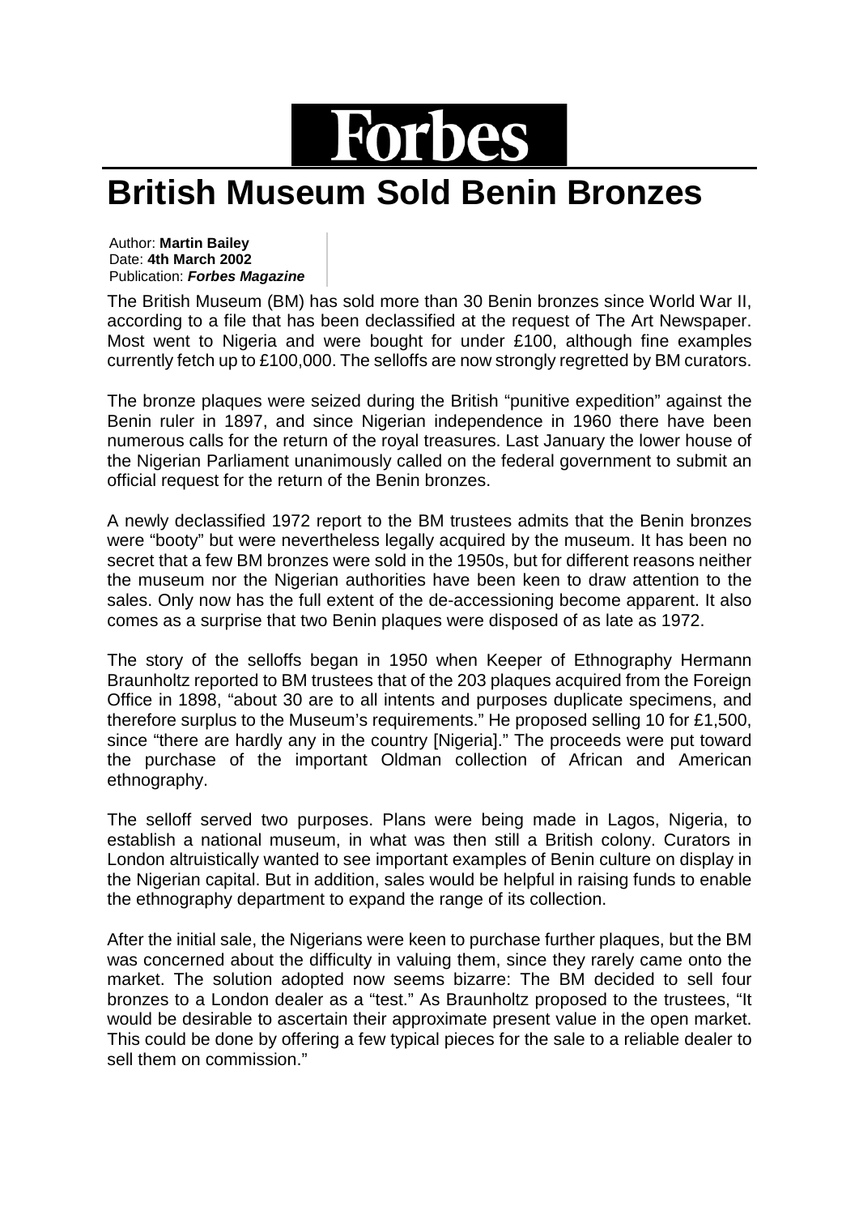# Forbes

## British Museum Sold Benin Bronzes

Author: **Martin Bailey**
Date: **4th March 2002**
Publication: ***Forbes Magazine***

The British Museum (BM) has sold more than 30 Benin bronzes since World War II, according to a file that has been declassified at the request of The Art Newspaper. Most went to Nigeria and were bought for under £100, although fine examples currently fetch up to £100,000. The selloffs are now strongly regretted by BM curators.

The bronze plaques were seized during the British "punitive expedition" against the Benin ruler in 1897, and since Nigerian independence in 1960 there have been numerous calls for the return of the royal treasures. Last January the lower house of the Nigerian Parliament unanimously called on the federal government to submit an official request for the return of the Benin bronzes.

A newly declassified 1972 report to the BM trustees admits that the Benin bronzes were "booty" but were nevertheless legally acquired by the museum. It has been no secret that a few BM bronzes were sold in the 1950s, but for different reasons neither the museum nor the Nigerian authorities have been keen to draw attention to the sales. Only now has the full extent of the de-accessioning become apparent. It also comes as a surprise that two Benin plaques were disposed of as late as 1972.

The story of the selloffs began in 1950 when Keeper of Ethnography Hermann Braunholtz reported to BM trustees that of the 203 plaques acquired from the Foreign Office in 1898, "about 30 are to all intents and purposes duplicate specimens, and therefore surplus to the Museum's requirements." He proposed selling 10 for £1,500, since "there are hardly any in the country [Nigeria]." The proceeds were put toward the purchase of the important Oldman collection of African and American ethnography.

The selloff served two purposes. Plans were being made in Lagos, Nigeria, to establish a national museum, in what was then still a British colony. Curators in London altruistically wanted to see important examples of Benin culture on display in the Nigerian capital. But in addition, sales would be helpful in raising funds to enable the ethnography department to expand the range of its collection.

After the initial sale, the Nigerians were keen to purchase further plaques, but the BM was concerned about the difficulty in valuing them, since they rarely came onto the market. The solution adopted now seems bizarre: The BM decided to sell four bronzes to a London dealer as a "test." As Braunholtz proposed to the trustees, "It would be desirable to ascertain their approximate present value in the open market. This could be done by offering a few typical pieces for the sale to a reliable dealer to sell them on commission."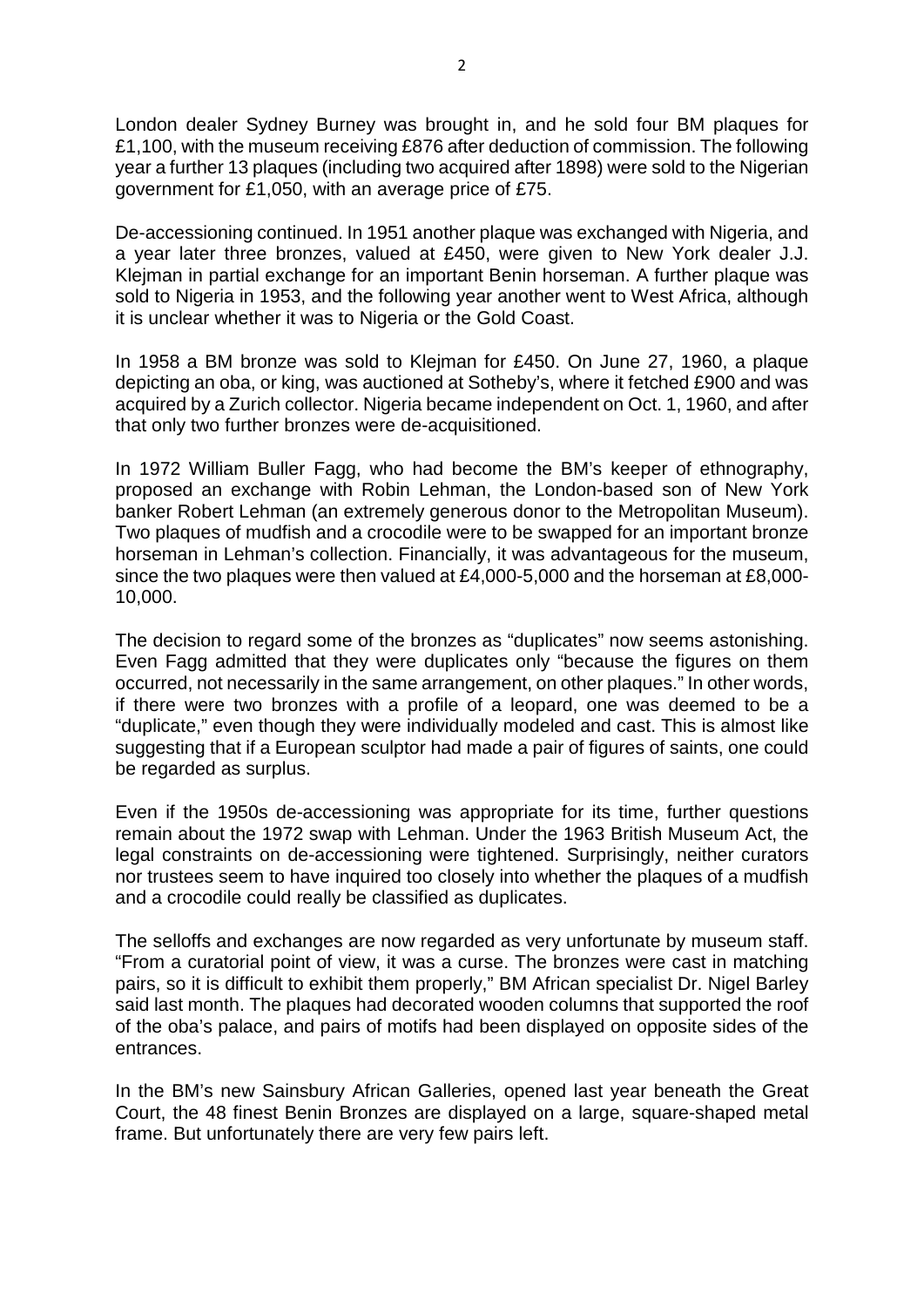London dealer Sydney Burney was brought in, and he sold four BM plaques for £1,100, with the museum receiving £876 after deduction of commission. The following year a further 13 plaques (including two acquired after 1898) were sold to the Nigerian government for £1,050, with an average price of £75.

De-accessioning continued. In 1951 another plaque was exchanged with Nigeria, and a year later three bronzes, valued at £450, were given to New York dealer J.J. Klejman in partial exchange for an important Benin horseman. A further plaque was sold to Nigeria in 1953, and the following year another went to West Africa, although it is unclear whether it was to Nigeria or the Gold Coast.

In 1958 a BM bronze was sold to Klejman for £450. On June 27, 1960, a plaque depicting an oba, or king, was auctioned at Sotheby's, where it fetched £900 and was acquired by a Zurich collector. Nigeria became independent on Oct. 1, 1960, and after that only two further bronzes were de-acquisitioned.

In 1972 William Buller Fagg, who had become the BM's keeper of ethnography, proposed an exchange with Robin Lehman, the London-based son of New York banker Robert Lehman (an extremely generous donor to the Metropolitan Museum). Two plaques of mudfish and a crocodile were to be swapped for an important bronze horseman in Lehman's collection. Financially, it was advantageous for the museum, since the two plaques were then valued at £4,000-5,000 and the horseman at £8,000-10,000.

The decision to regard some of the bronzes as "duplicates" now seems astonishing. Even Fagg admitted that they were duplicates only "because the figures on them occurred, not necessarily in the same arrangement, on other plaques." In other words, if there were two bronzes with a profile of a leopard, one was deemed to be a "duplicate," even though they were individually modeled and cast. This is almost like suggesting that if a European sculptor had made a pair of figures of saints, one could be regarded as surplus.

Even if the 1950s de-accessioning was appropriate for its time, further questions remain about the 1972 swap with Lehman. Under the 1963 British Museum Act, the legal constraints on de-accessioning were tightened. Surprisingly, neither curators nor trustees seem to have inquired too closely into whether the plaques of a mudfish and a crocodile could really be classified as duplicates.

The selloffs and exchanges are now regarded as very unfortunate by museum staff. "From a curatorial point of view, it was a curse. The bronzes were cast in matching pairs, so it is difficult to exhibit them properly," BM African specialist Dr. Nigel Barley said last month. The plaques had decorated wooden columns that supported the roof of the oba's palace, and pairs of motifs had been displayed on opposite sides of the entrances.

In the BM's new Sainsbury African Galleries, opened last year beneath the Great Court, the 48 finest Benin Bronzes are displayed on a large, square-shaped metal frame. But unfortunately there are very few pairs left.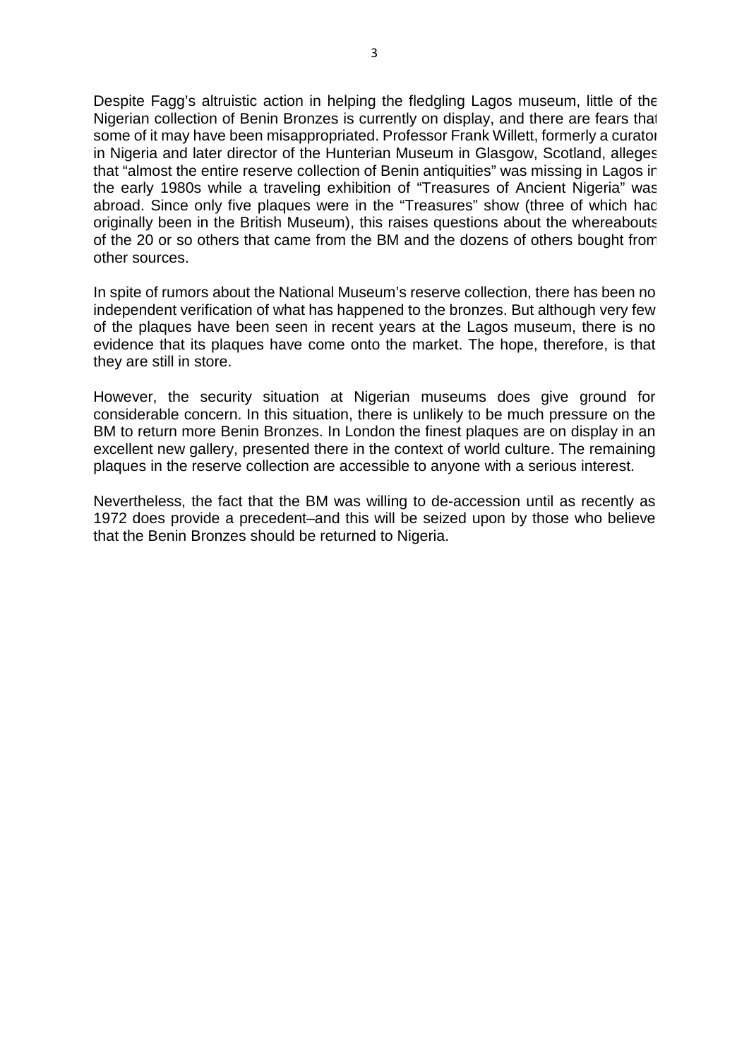Despite Fagg's altruistic action in helping the fledgling Lagos museum, little of the Nigerian collection of Benin Bronzes is currently on display, and there are fears that some of it may have been misappropriated. Professor Frank Willett, formerly a curator in Nigeria and later director of the Hunterian Museum in Glasgow, Scotland, alleges that "almost the entire reserve collection of Benin antiquities" was missing in Lagos in the early 1980s while a traveling exhibition of "Treasures of Ancient Nigeria" was abroad. Since only five plaques were in the "Treasures" show (three of which had originally been in the British Museum), this raises questions about the whereabouts of the 20 or so others that came from the BM and the dozens of others bought from other sources.

In spite of rumors about the National Museum's reserve collection, there has been no independent verification of what has happened to the bronzes. But although very few of the plaques have been seen in recent years at the Lagos museum, there is no evidence that its plaques have come onto the market. The hope, therefore, is that they are still in store.

However, the security situation at Nigerian museums does give ground for considerable concern. In this situation, there is unlikely to be much pressure on the BM to return more Benin Bronzes. In London the finest plaques are on display in an excellent new gallery, presented there in the context of world culture. The remaining plaques in the reserve collection are accessible to anyone with a serious interest.

Nevertheless, the fact that the BM was willing to de-accession until as recently as 1972 does provide a precedent–and this will be seized upon by those who believe that the Benin Bronzes should be returned to Nigeria.